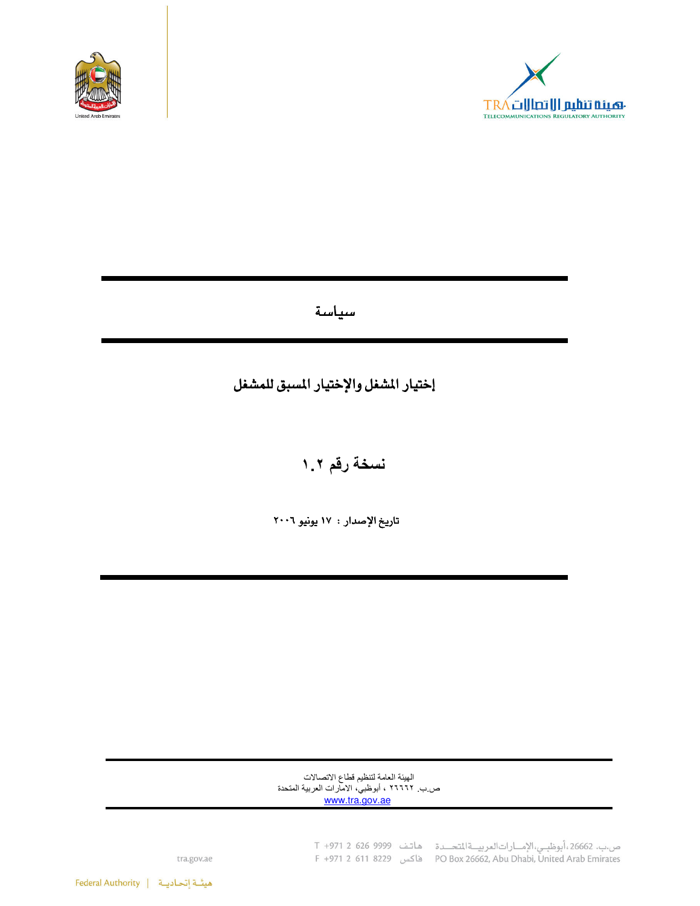# سياسة

## إختيار المشغل والإختيار المسبق للمشغل

## نسخة رقم ١.٢

**تاريخ الإصدار : ١٧ يونيو ٢٠٠٦**

الهيئة العامة لتنظيم قطاع الاتصالات
ص.ب. ٢٦٦٦٢ ، أبوظبي، الامارات العربية المتحدة
www.tra.gov.ae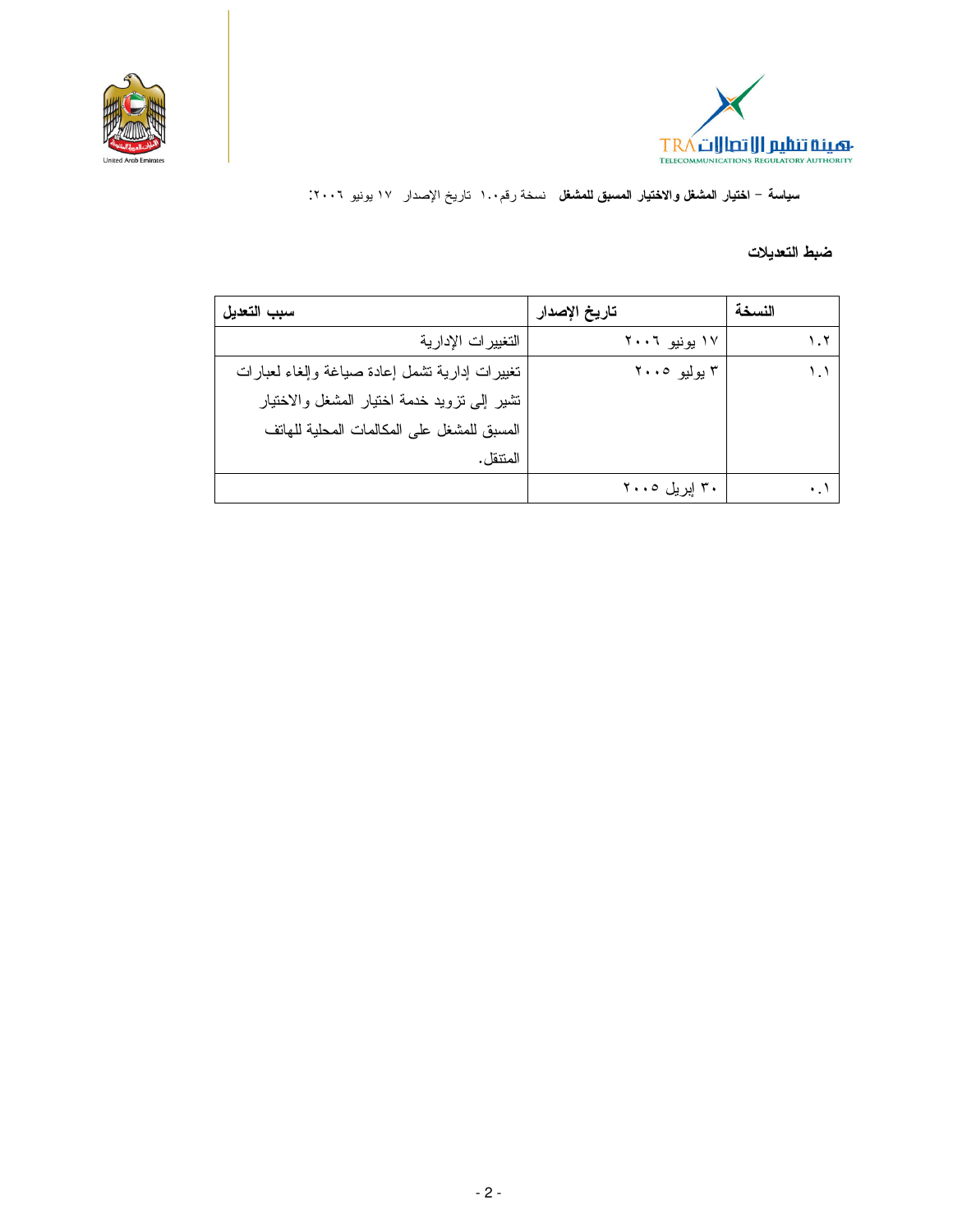سياسة – اختيار المشغل والاختيار المسبق للمشغل نسخة رقم١.٠ تاريخ الإصدار ١٧ يونيو ٢٠٠٦:

## ضبط التعديلات

| النسخة | تاريخ الإصدار | سبب التعديل |
|---|---|---|
| ١.٢ | ١٧ يونيو ٢٠٠٦ | التغييرات الإدارية |
| ١.١ | ٣ يوليو ٢٠٠٥ | تغييرات إدارية تشمل إعادة صياغة وإلغاء لعبارات تشير إلى تزويد خدمة اختيار المشغل والاختيار المسبق للمشغل على المكالمات المحلية للهاتف المتنقل. |
| ٠.١ | ٣٠ إبريل ٢٠٠٥ | |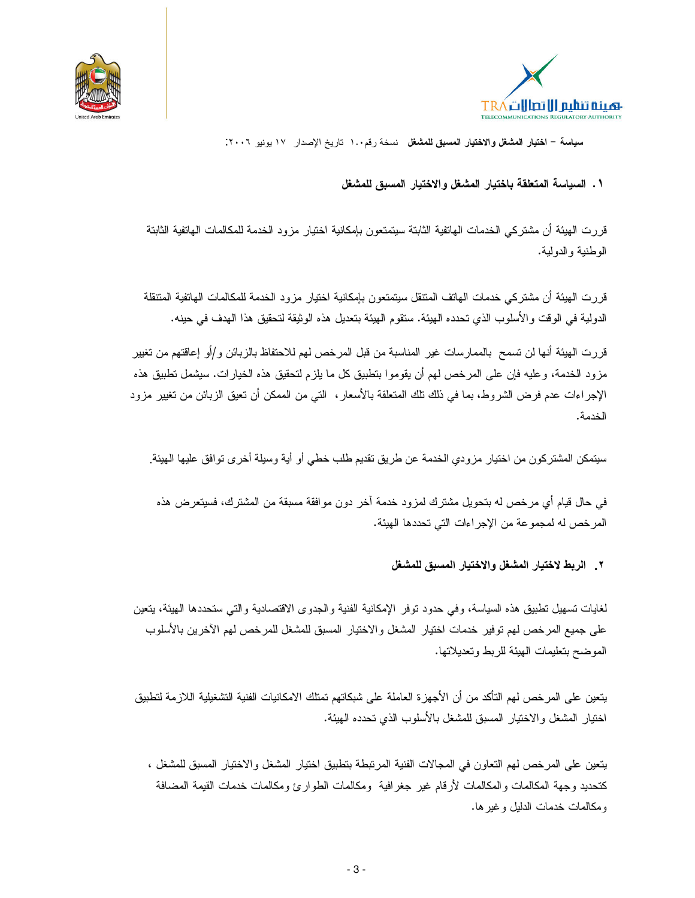**سياسة – اختيار المشغل والاختيار المسبق للمشغل** نسخة رقم١.٠ تاريخ الإصدار ١٧ يونيو ٢٠٠٦:

## ١. السياسة المتعلقة باختيار المشغل والاختيار المسبق للمشغل

قررت الهيئة أن مشتركي الخدمات الهاتفية الثابتة سيتمتعون بإمكانية اختيار مزود الخدمة للمكالمات الهاتفية الثابتة الوطنية والدولية.

قررت الهيئة أن مشتركي خدمات الهاتف المتنقل سيتمتعون بإمكانية اختيار مزود الخدمة للمكالمات الهاتفية المتنقلة الدولية في الوقت والأسلوب الذي تحدده الهيئة. ستقوم الهيئة بتعديل هذه الوثيقة لتحقيق هذا الهدف في حينه.

قررت الهيئة أنها لن تسمح بالممارسات غير المناسبة من قبل المرخص لهم للاحتفاظ بالزبائن و/أو إعاقتهم من تغيير مزود الخدمة، وعليه فإن على المرخص لهم أن يقوموا بتطبيق كل ما يلزم لتحقيق هذه الخيارات. سيشمل تطبيق هذه الإجراءات عدم فرض الشروط، بما في ذلك تلك المتعلقة بالأسعار، التي من الممكن أن تعيق الزبائن من تغيير مزود الخدمة.

سيتمكن المشتركون من اختيار مزودي الخدمة عن طريق تقديم طلب خطي أو أية وسيلة أخرى توافق عليها الهيئة.

في حال قيام أي مرخص له بتحويل مشترك لمزود خدمة آخر دون موافقة مسبقة من المشترك، فسيتعرض هذه المرخص له لمجموعة من الإجراءات التي تحددها الهيئة.

## ٢. الربط لاختيار المشغل والاختيار المسبق للمشغل

لغايات تسهيل تطبيق هذه السياسة، وفي حدود توفر الإمكانية الفنية والجدوى الاقتصادية والتي ستحددها الهيئة، يتعين على جميع المرخص لهم توفير خدمات اختيار المشغل والاختيار المسبق للمشغل للمرخص لهم الآخرين بالأسلوب الموضح بتعليمات الهيئة للربط وتعديلاتها.

يتعين على المرخص لهم التأكد من أن الأجهزة العاملة على شبكاتهم تمتلك الامكانيات الفنية التشغيلية اللازمة لتطبيق اختيار المشغل والاختيار المسبق للمشغل بالأسلوب الذي تحدده الهيئة.

يتعين على المرخص لهم التعاون في المجالات الفنية المرتبطة بتطبيق اختيار المشغل والاختيار المسبق للمشغل، كتحديد وجهة المكالمات والمكالمات لأرقام غير جغرافية ومكالمات الطوارئ ومكالمات خدمات القيمة المضافة ومكالمات خدمات الدليل وغيرها.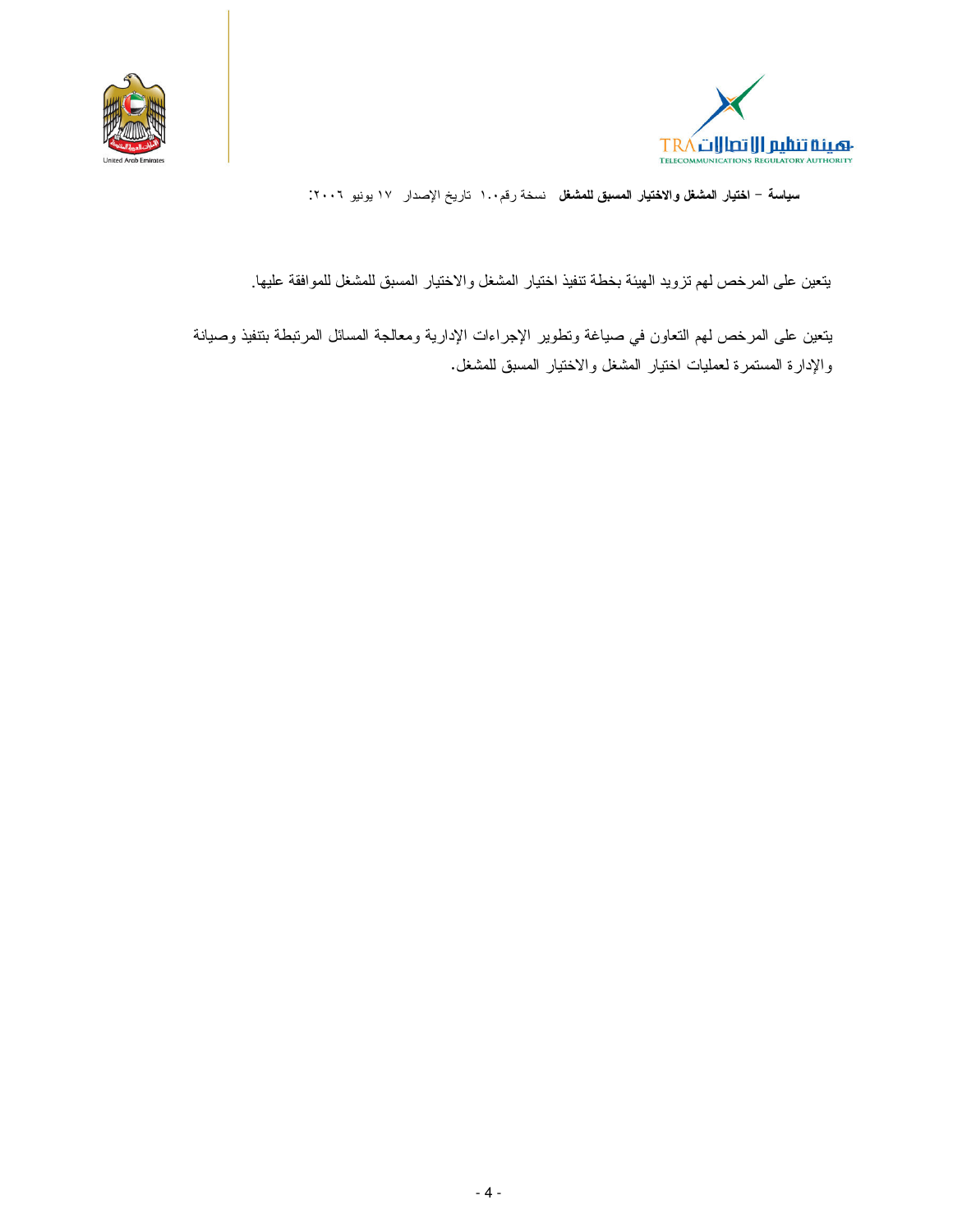يتعين على المرخص لهم تزويد الهيئة بخطة تنفيذ اختيار المشغل والاختيار المسبق للمشغل للموافقة عليها.

يتعين على المرخص لهم التعاون في صياغة وتطوير الإجراءات الإدارية ومعالجة المسائل المرتبطة بتنفيذ وصيانة والإدارة المستمرة لعمليات اختيار المشغل والاختيار المسبق للمشغل.